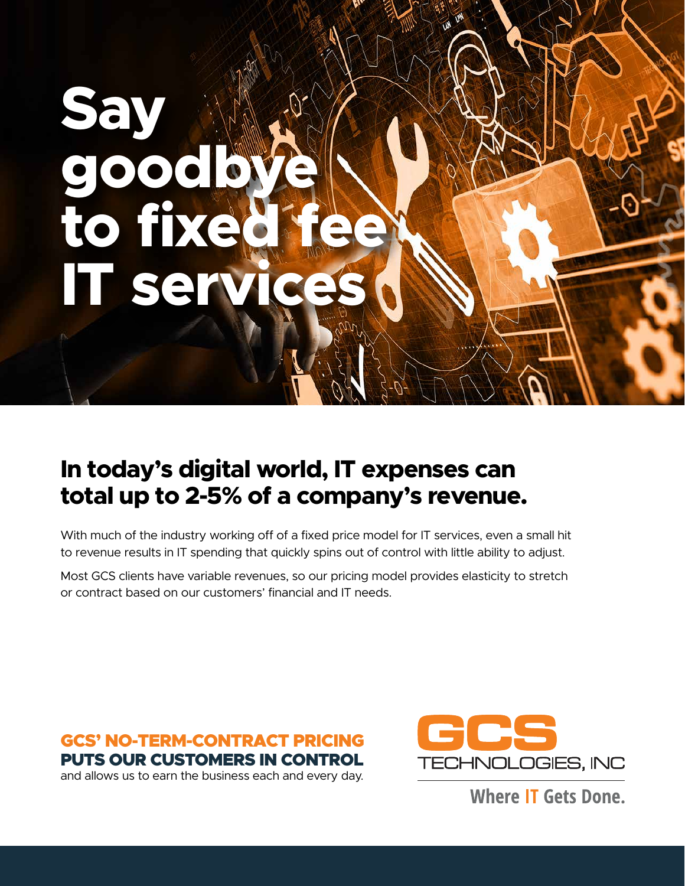# Say goodbye to fixed fee IT services

## In today's digital world, IT expenses can total up to 2-5% of a company's revenue.

With much of the industry working off of a fixed price model for IT services, even a small hit to revenue results in IT spending that quickly spins out of control with little ability to adjust.

Most GCS clients have variable revenues, so our pricing model provides elasticity to stretch or contract based on our customers' financial and IT needs.

**GCS' NO-TERM-CONTRACT PRICING PUTS OUR CUSTOMERS IN CONTROL** and allows us to earn the business each and every day.

GCS TECHNOLOGIES, INC

Where IT Gets Done.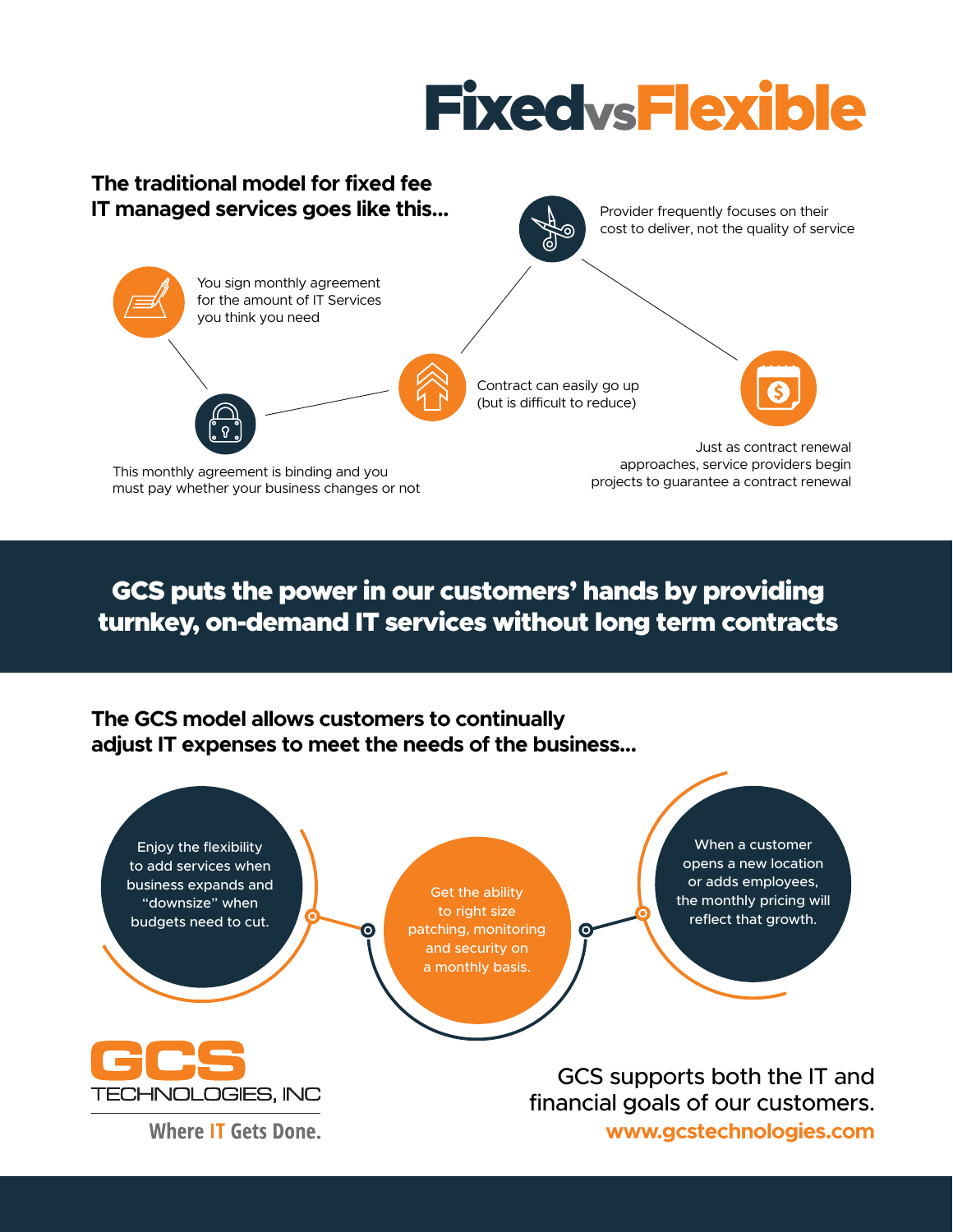# Fixed vs Flexible

## The traditional model for fixed fee IT managed services goes like this...

- You sign monthly agreement for the amount of IT Services you think you need
- This monthly agreement is binding and you must pay whether your business changes or not
- Contract can easily go up (but is difficult to reduce)
- Provider frequently focuses on their cost to deliver, not the quality of service
- Just as contract renewal approaches, service providers begin projects to guarantee a contract renewal

## GCS puts the power in our customers' hands by providing turnkey, on-demand IT services without long term contracts

## The GCS model allows customers to continually adjust IT expenses to meet the needs of the business...

- Enjoy the flexibility to add services when business expands and "downsize" when budgets need to cut.
- Get the ability to right size patching, monitoring and security on a monthly basis.
- When a customer opens a new location or adds employees, the monthly pricing will reflect that growth.

GCS TECHNOLOGIES, INC

Where IT Gets Done.

GCS supports both the IT and financial goals of our customers.

www.gcstechnologies.com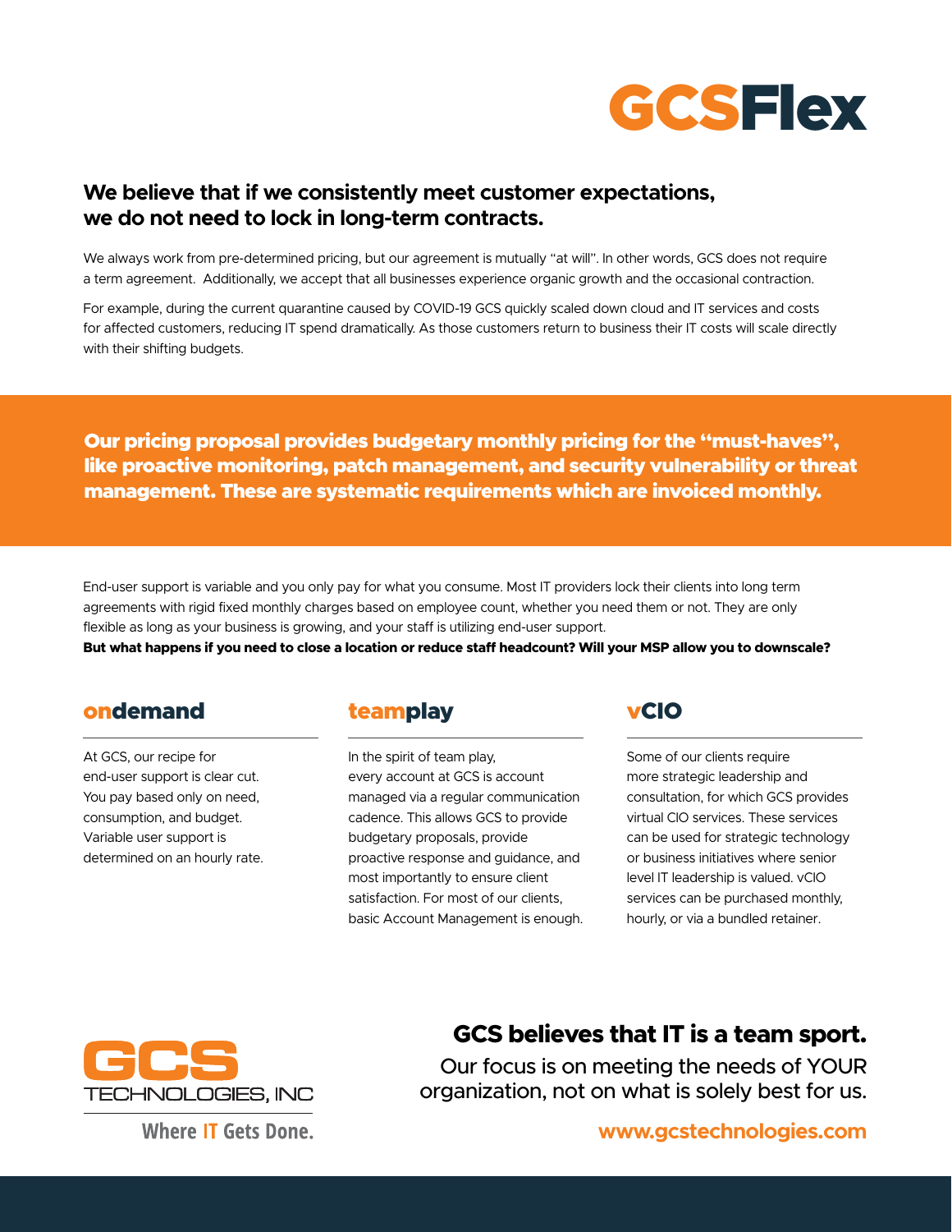# GCSFlex

## We believe that if we consistently meet customer expectations, we do not need to lock in long-term contracts.

We always work from pre-determined pricing, but our agreement is mutually "at will". In other words, GCS does not require a term agreement. Additionally, we accept that all businesses experience organic growth and the occasional contraction.

For example, during the current quarantine caused by COVID-19 GCS quickly scaled down cloud and IT services and costs for affected customers, reducing IT spend dramatically. As those customers return to business their IT costs will scale directly with their shifting budgets.

**Our pricing proposal provides budgetary monthly pricing for the "must-haves", like proactive monitoring, patch management, and security vulnerability or threat management. These are systematic requirements which are invoiced monthly.**

End-user support is variable and you only pay for what you consume. Most IT providers lock their clients into long term agreements with rigid fixed monthly charges based on employee count, whether you need them or not. They are only flexible as long as your business is growing, and your staff is utilizing end-user support.
**But what happens if you need to close a location or reduce staff headcount? Will your MSP allow you to downscale?**

### ondemand

At GCS, our recipe for end-user support is clear cut. You pay based only on need, consumption, and budget. Variable user support is determined on an hourly rate.

### teamplay

In the spirit of team play, every account at GCS is account managed via a regular communication cadence. This allows GCS to provide budgetary proposals, provide proactive response and guidance, and most importantly to ensure client satisfaction. For most of our clients, basic Account Management is enough.

### vCIO

Some of our clients require more strategic leadership and consultation, for which GCS provides virtual CIO services. These services can be used for strategic technology or business initiatives where senior level IT leadership is valued. vCIO services can be purchased monthly, hourly, or via a bundled retainer.

GCS TECHNOLOGIES, INC

Where IT Gets Done.

## GCS believes that IT is a team sport.

Our focus is on meeting the needs of YOUR organization, not on what is solely best for us.

www.gcstechnologies.com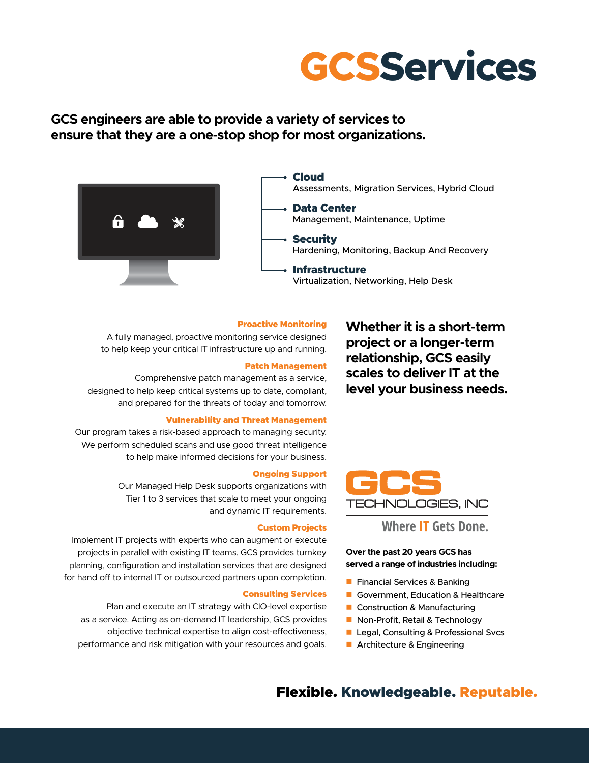# GCSServices

**GCS engineers are able to provide a variety of services to ensure that they are a one-stop shop for most organizations.**

- **Cloud**
  Assessments, Migration Services, Hybrid Cloud
- **Data Center**
  Management, Maintenance, Uptime
- **Security**
  Hardening, Monitoring, Backup And Recovery
- **Infrastructure**
  Virtualization, Networking, Help Desk

### Proactive Monitoring

A fully managed, proactive monitoring service designed to help keep your critical IT infrastructure up and running.

### Patch Management

Comprehensive patch management as a service, designed to help keep critical systems up to date, compliant, and prepared for the threats of today and tomorrow.

### Vulnerability and Threat Management

Our program takes a risk-based approach to managing security. We perform scheduled scans and use good threat intelligence to help make informed decisions for your business.

### Ongoing Support

Our Managed Help Desk supports organizations with Tier 1 to 3 services that scale to meet your ongoing and dynamic IT requirements.

### Custom Projects

Implement IT projects with experts who can augment or execute projects in parallel with existing IT teams. GCS provides turnkey planning, configuration and installation services that are designed for hand off to internal IT or outsourced partners upon completion.

### Consulting Services

Plan and execute an IT strategy with CIO-level expertise as a service. Acting as on-demand IT leadership, GCS provides objective technical expertise to align cost-effectiveness, performance and risk mitigation with your resources and goals.

**Whether it is a short-term project or a longer-term relationship, GCS easily scales to deliver IT at the level your business needs.**

GCS TECHNOLOGIES, INC

Where IT Gets Done.

**Over the past 20 years GCS has served a range of industries including:**

- Financial Services & Banking
- Government, Education & Healthcare
- Construction & Manufacturing
- Non-Profit, Retail & Technology
- Legal, Consulting & Professional Svcs
- Architecture & Engineering

**Flexible. Knowledgeable. Reputable.**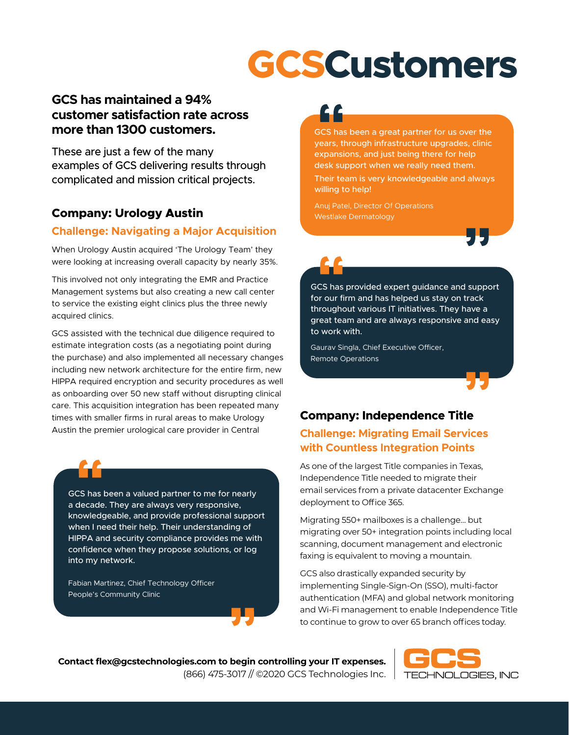# GCSCustomers

**GCS has maintained a 94% customer satisfaction rate across more than 1300 customers.**

These are just a few of the many examples of GCS delivering results through complicated and mission critical projects.

## Company: Urology Austin

### Challenge: Navigating a Major Acquisition

When Urology Austin acquired 'The Urology Team' they were looking at increasing overall capacity by nearly 35%.

This involved not only integrating the EMR and Practice Management systems but also creating a new call center to service the existing eight clinics plus the three newly acquired clinics.

GCS assisted with the technical due diligence required to estimate integration costs (as a negotiating point during the purchase) and also implemented all necessary changes including new network architecture for the entire firm, new HIPPA required encryption and security procedures as well as onboarding over 50 new staff without disrupting clinical care. This acquisition integration has been repeated many times with smaller firms in rural areas to make Urology Austin the premier urological care provider in Central

> "GCS has been a valued partner to me for nearly a decade. They are always very responsive, knowledgeable, and provide professional support when I need their help. Their understanding of HIPPA and security compliance provides me with confidence when they propose solutions, or log into my network."
>
> Fabian Martinez, Chief Technology Officer
> People's Community Clinic

> "GCS has been a great partner for us over the years, through infrastructure upgrades, clinic expansions, and just being there for help desk support when we really need them.
> Their team is very knowledgeable and always willing to help!"
>
> Anuj Patel, Director Of Operations
> Westlake Dermatology

> "GCS has provided expert guidance and support for our firm and has helped us stay on track throughout various IT initiatives. They have a great team and are always responsive and easy to work with."
>
> Gaurav Singla, Chief Executive Officer,
> Remote Operations

## Company: Independence Title

### Challenge: Migrating Email Services with Countless Integration Points

As one of the largest Title companies in Texas, Independence Title needed to migrate their email services from a private datacenter Exchange deployment to Office 365.

Migrating 550+ mailboxes is a challenge... but migrating over 50+ integration points including local scanning, document management and electronic faxing is equivalent to moving a mountain.

GCS also drastically expanded security by implementing Single-Sign-On (SSO), multi-factor authentication (MFA) and global network monitoring and Wi-Fi management to enable Independence Title to continue to grow to over 65 branch offices today.

**Contact flex@gcstechnologies.com to begin controlling your IT expenses.**
(866) 475-3017 // ©2020 GCS Technologies Inc.

GCS TECHNOLOGIES, INC